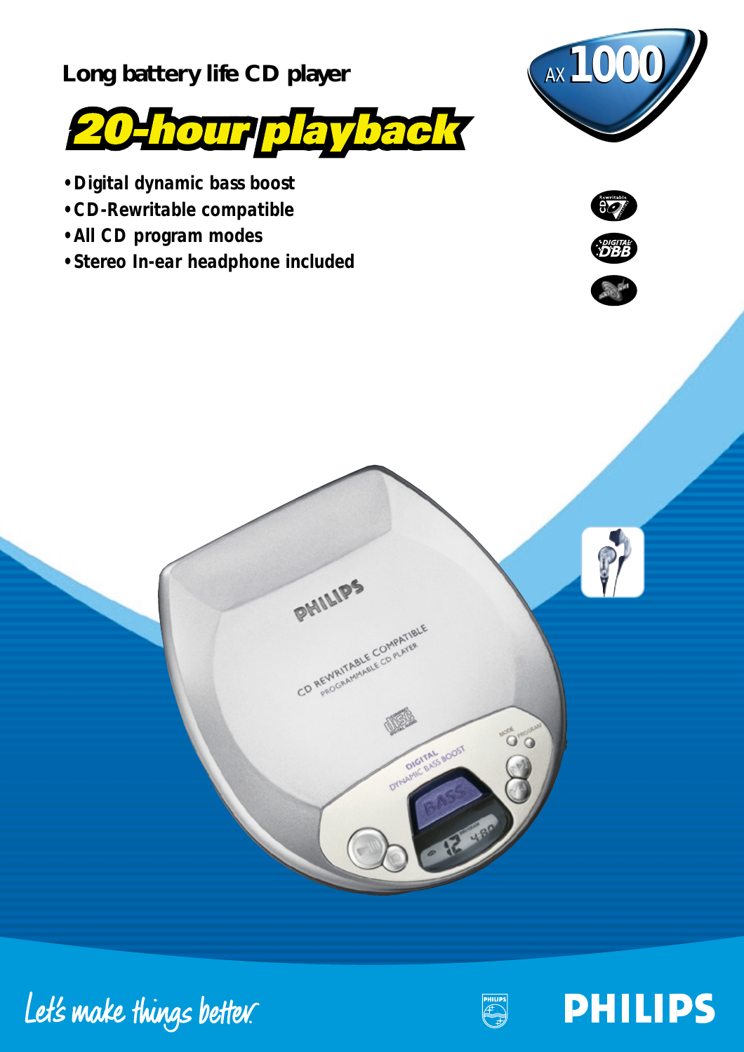Long battery life CD player

# 20-hour playback

AX 1000

- Digital dynamic bass boost
- CD-Rewritable compatible
- All CD program modes
- Stereo In-ear headphone included

Let's make things better.

PHILIPS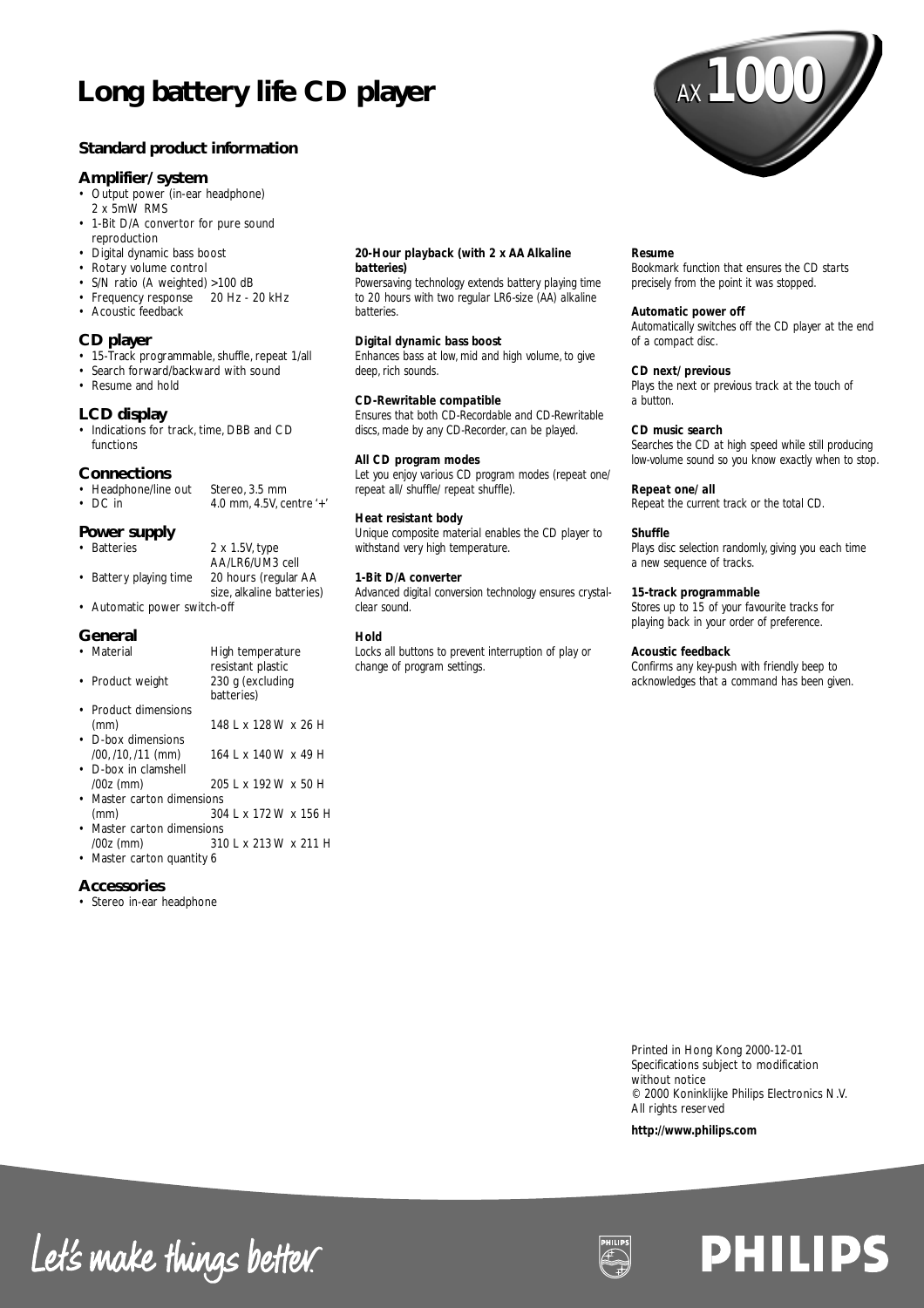# Long battery life CD player

AX 1000

## Standard product information

### Amplifier/system
- Output power (in-ear headphone) 2 x 5mW RMS
- 1-Bit D/A convertor for pure sound reproduction
- Digital dynamic bass boost
- Rotary volume control
- S/N ratio (A weighted) >100 dB
- Frequency response 20 Hz - 20 kHz
- Acoustic feedback

### CD player
- 15-Track programmable, shuffle, repeat 1/all
- Search forward/backward with sound
- Resume and hold

### LCD display
- Indications for track, time, DBB and CD functions

### Connections
- Headphone/line out Stereo, 3.5 mm
- DC in 4.0 mm, 4.5V, centre '+'

### Power supply
- Batteries 2 x 1.5V, type AA/LR6/UM3 cell
- Battery playing time 20 hours (regular AA size, alkaline batteries)
- Automatic power switch-off

### General
- Material High temperature resistant plastic
- Product weight 230 g (excluding batteries)
- Product dimensions (mm) 148 L x 128 W x 26 H
- D-box dimensions /00, /10, /11 (mm) 164 L x 140 W x 49 H
- D-box in clamshell /00z (mm) 205 L x 192 W x 50 H
- Master carton dimensions (mm) 304 L x 172 W x 156 H
- Master carton dimensions /00z (mm) 310 L x 213 W x 211 H
- Master carton quantity 6

### Accessories
- Stereo in-ear headphone

**20-Hour playback (with 2 x AA Alkaline batteries)**
Powersaving technology extends battery playing time to 20 hours with two regular LR6-size (AA) alkaline batteries.

**Digital dynamic bass boost**
Enhances bass at low, mid and high volume, to give deep, rich sounds.

**CD-Rewritable compatible**
Ensures that both CD-Recordable and CD-Rewritable discs, made by any CD-Recorder, can be played.

**All CD program modes**
Let you enjoy various CD program modes (repeat one/ repeat all/ shuffle/ repeat shuffle).

**Heat resistant body**
Unique composite material enables the CD player to withstand very high temperature.

**1-Bit D/A converter**
Advanced digital conversion technology ensures crystal-clear sound.

**Hold**
Locks all buttons to prevent interruption of play or change of program settings.

**Resume**
Bookmark function that ensures the CD starts precisely from the point it was stopped.

**Automatic power off**
Automatically switches off the CD player at the end of a compact disc.

**CD next/previous**
Plays the next or previous track at the touch of a button.

**CD music search**
Searches the CD at high speed while still producing low-volume sound so you know exactly when to stop.

**Repeat one/all**
Repeat the current track or the total CD.

**Shuffle**
Plays disc selection randomly, giving you each time a new sequence of tracks.

**15-track programmable**
Stores up to 15 of your favourite tracks for playing back in your order of preference.

**Acoustic feedback**
Confirms any key-push with friendly beep to acknowledges that a command has been given.

Printed in Hong Kong 2000-12-01
Specifications subject to modification without notice
© 2000 Koninklijke Philips Electronics N.V.
All rights reserved

**http://www.philips.com**

Let's make things better.

PHILIPS